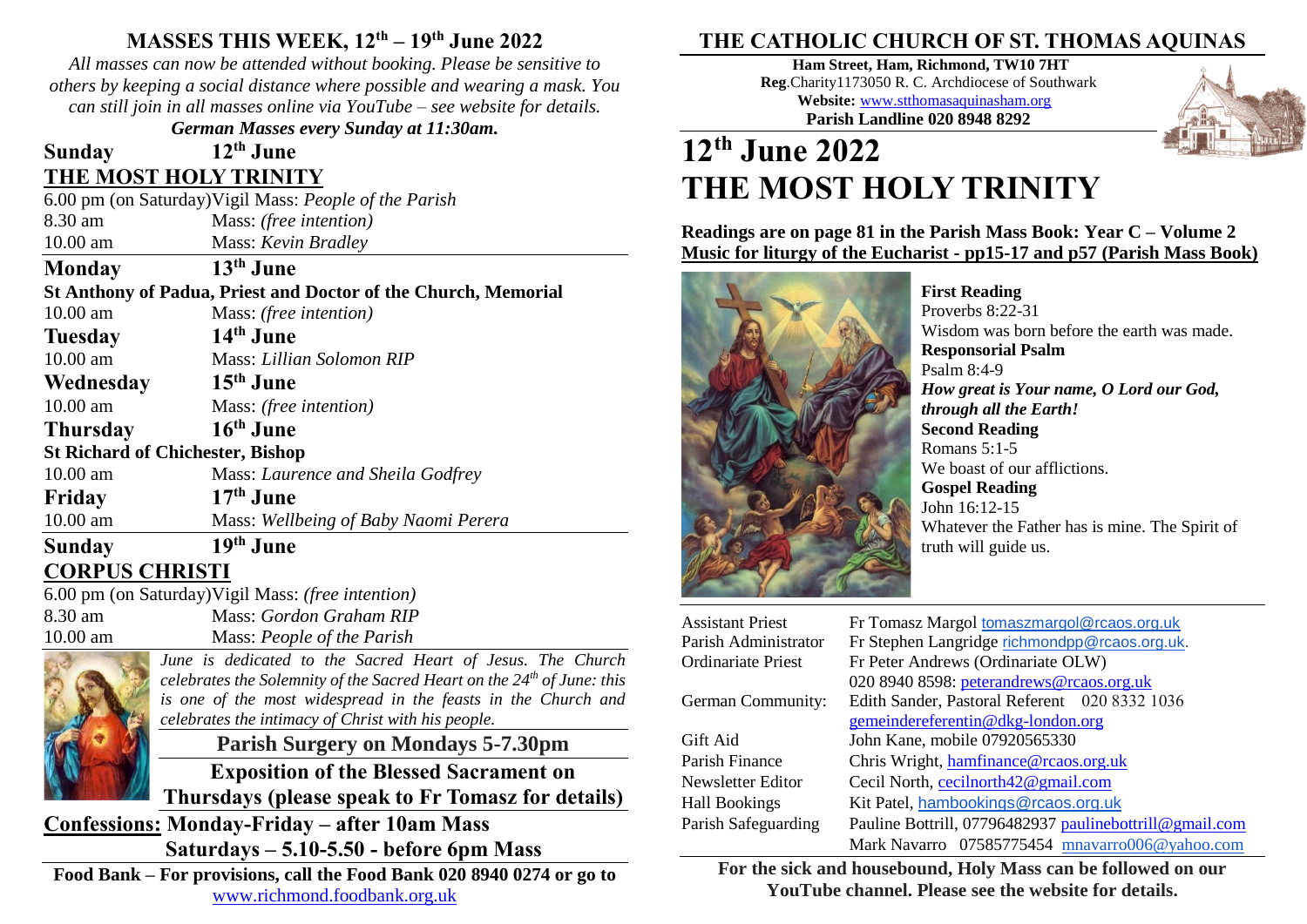## MASSES THIS WEEK, 12th – 19th June 2022

*All masses can now be attended without booking. Please be sensitive to others by keeping a social distance where possible and wearing a mask. You can still join in all masses online via YouTube – see website for details.*

***German Masses every Sunday at 11:30am.***

**Sunday** **12th June**

**THE MOST HOLY TRINITY**

6.00 pm (on Saturday) Vigil Mass: *People of the Parish*
8.30 am Mass: *(free intention)*
10.00 am Mass: *Kevin Bradley*

**Monday** **13th June**

**St Anthony of Padua, Priest and Doctor of the Church, Memorial**

10.00 am Mass: *(free intention)*

**Tuesday** **14th June**

10.00 am Mass: *Lillian Solomon RIP*

**Wednesday** **15th June**

10.00 am Mass: *(free intention)*

**Thursday** **16th June**

**St Richard of Chichester, Bishop**

10.00 am Mass: *Laurence and Sheila Godfrey*

**Friday** **17th June**

10.00 am Mass: *Wellbeing of Baby Naomi Perera*

**Sunday** **19th June**

**CORPUS CHRISTI**

6.00 pm (on Saturday) Vigil Mass: *(free intention)*
8.30 am Mass: *Gordon Graham RIP*
10.00 am Mass: *People of the Parish*

*June is dedicated to the Sacred Heart of Jesus. The Church celebrates the Solemnity of the Sacred Heart on the 24th of June: this is one of the most widespread in the feasts in the Church and celebrates the intimacy of Christ with his people.*

**Parish Surgery on Mondays 5-7.30pm**

**Exposition of the Blessed Sacrament on Thursdays (please speak to Fr Tomasz for details)**

**Confessions: Monday-Friday – after 10am Mass**
**Saturdays – 5.10-5.50 - before 6pm Mass**

**Food Bank – For provisions, call the Food Bank 020 8940 0274 or go to** www.richmond.foodbank.org.uk

## THE CATHOLIC CHURCH OF ST. THOMAS AQUINAS

**Ham Street, Ham, Richmond, TW10 7HT**
**Reg**.Charity1173050 R. C. Archdiocese of Southwark
**Website:** www.stthomasaquinasham.org
**Parish Landline 020 8948 8292**

# 12th June 2022
# THE MOST HOLY TRINITY

**Readings are on page 81 in the Parish Mass Book: Year C – Volume 2**
**Music for liturgy of the Eucharist - pp15-17 and p57 (Parish Mass Book)**

**First Reading**
Proverbs 8:22-31
Wisdom was born before the earth was made.

**Responsorial Psalm**
Psalm 8:4-9
***How great is Your name, O Lord our God, through all the Earth!***

**Second Reading**
Romans 5:1-5
We boast of our afflictions.

**Gospel Reading**
John 16:12-15
Whatever the Father has is mine. The Spirit of truth will guide us.

| | |
|---|---|
| Assistant Priest | Fr Tomasz Margol tomaszmargol@rcaos.org.uk |
| Parish Administrator | Fr Stephen Langridge richmondpp@rcaos.org.uk. |
| Ordinariate Priest | Fr Peter Andrews (Ordinariate OLW) 020 8940 8598: peterandrews@rcaos.org.uk |
| German Community: | Edith Sander, Pastoral Referent 020 8332 1036 gemeindereferentin@dkg-london.org |
| Gift Aid | John Kane, mobile 07920565330 |
| Parish Finance | Chris Wright, hamfinance@rcaos.org.uk |
| Newsletter Editor | Cecil North, cecilnorth42@gmail.com |
| Hall Bookings | Kit Patel, hambookings@rcaos.org.uk |
| Parish Safeguarding | Pauline Bottrill, 07796482937 paulinebottrill@gmail.com Mark Navarro 07585775454 mnavarro006@yahoo.com |

**For the sick and housebound, Holy Mass can be followed on our YouTube channel. Please see the website for details.**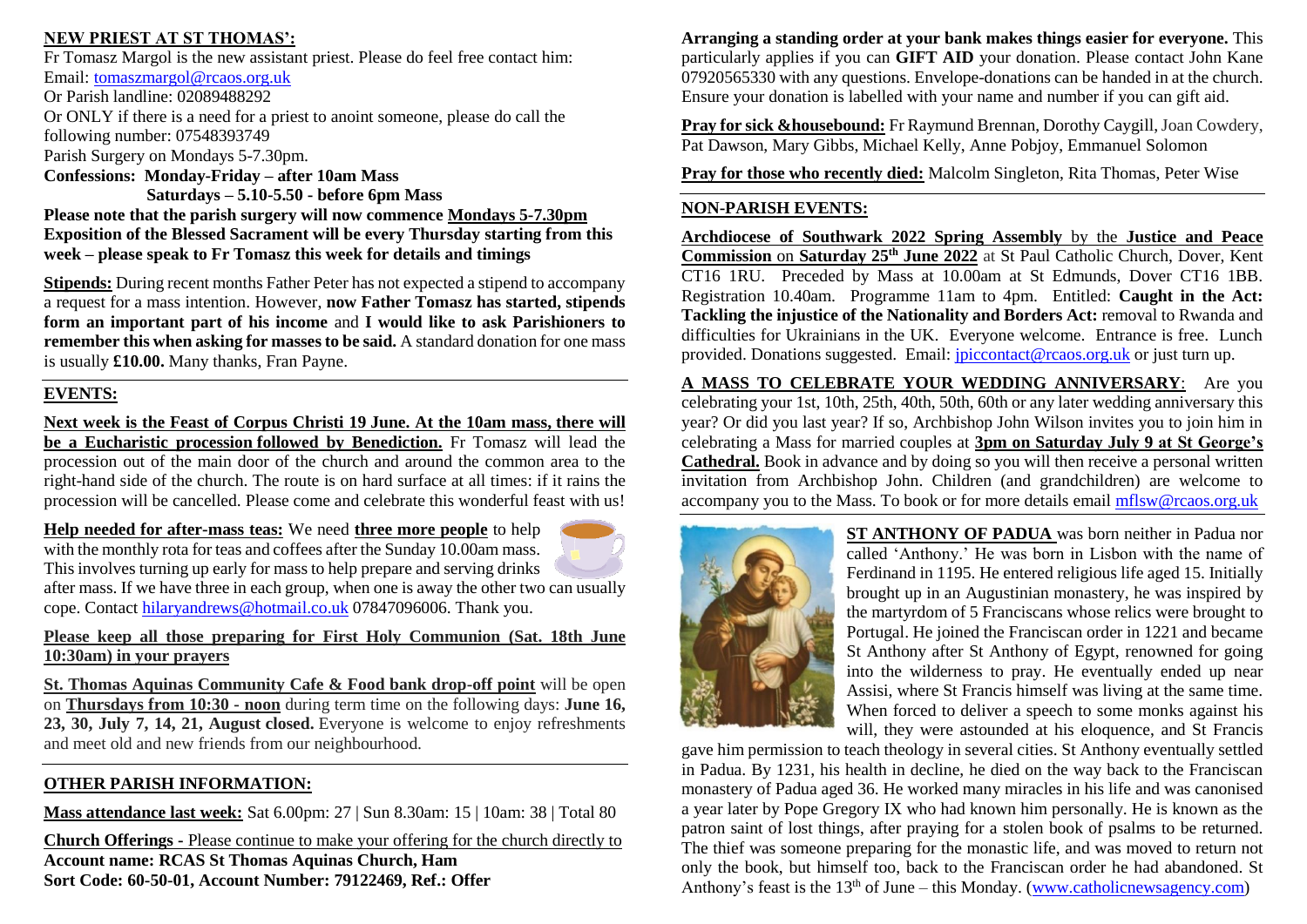## NEW PRIEST AT ST THOMAS':

Fr Tomasz Margol is the new assistant priest. Please do feel free contact him:
Email: tomaszmargol@rcaos.org.uk
Or Parish landline: 02089488292
Or ONLY if there is a need for a priest to anoint someone, please do call the following number: 07548393749
Parish Surgery on Mondays 5-7.30pm.

**Confessions: Monday-Friday – after 10am Mass**
**Saturdays – 5.10-5.50 - before 6pm Mass**

**Please note that the parish surgery will now commence Mondays 5-7.30pm**
**Exposition of the Blessed Sacrament will be every Thursday starting from this week – please speak to Fr Tomasz this week for details and timings**

**Stipends:** During recent months Father Peter has not expected a stipend to accompany a request for a mass intention. However, **now Father Tomasz has started, stipends form an important part of his income** and **I would like to ask Parishioners to remember this when asking for masses to be said.** A standard donation for one mass is usually **£10.00.** Many thanks, Fran Payne.

## EVENTS:

**Next week is the Feast of Corpus Christi 19 June. At the 10am mass, there will be a Eucharistic procession followed by Benediction.** Fr Tomasz will lead the procession out of the main door of the church and around the common area to the right-hand side of the church. The route is on hard surface at all times: if it rains the procession will be cancelled. Please come and celebrate this wonderful feast with us!

**Help needed for after-mass teas:** We need **three more people** to help with the monthly rota for teas and coffees after the Sunday 10.00am mass. This involves turning up early for mass to help prepare and serving drinks after mass. If we have three in each group, when one is away the other two can usually cope. Contact hilaryandrews@hotmail.co.uk 07847096006. Thank you.

**Please keep all those preparing for First Holy Communion (Sat. 18th June 10:30am) in your prayers**

**St. Thomas Aquinas Community Cafe & Food bank drop-off point** will be open on **Thursdays from 10:30 - noon** during term time on the following days: **June 16, 23, 30, July 7, 14, 21, August closed.** Everyone is welcome to enjoy refreshments and meet old and new friends from our neighbourhood.

## OTHER PARISH INFORMATION:

**Mass attendance last week:** Sat 6.00pm: 27 | Sun 8.30am: 15 | 10am: 38 | Total 80

**Church Offerings** - Please continue to make your offering for the church directly to
**Account name: RCAS St Thomas Aquinas Church, Ham**
**Sort Code: 60-50-01, Account Number: 79122469, Ref.: Offer**

**Arranging a standing order at your bank makes things easier for everyone.** This particularly applies if you can **GIFT AID** your donation. Please contact John Kane 07920565330 with any questions. Envelope-donations can be handed in at the church. Ensure your donation is labelled with your name and number if you can gift aid.

**Pray for sick &housebound:** Fr Raymund Brennan, Dorothy Caygill, Joan Cowdery, Pat Dawson, Mary Gibbs, Michael Kelly, Anne Pobjoy, Emmanuel Solomon

**Pray for those who recently died:** Malcolm Singleton, Rita Thomas, Peter Wise

## NON-PARISH EVENTS:

**Archdiocese of Southwark 2022 Spring Assembly** by the **Justice and Peace Commission** on **Saturday 25th June 2022** at St Paul Catholic Church, Dover, Kent CT16 1RU. Preceded by Mass at 10.00am at St Edmunds, Dover CT16 1BB. Registration 10.40am. Programme 11am to 4pm. Entitled: **Caught in the Act: Tackling the injustice of the Nationality and Borders Act:** removal to Rwanda and difficulties for Ukrainians in the UK. Everyone welcome. Entrance is free. Lunch provided. Donations suggested. Email: jpiccontact@rcaos.org.uk or just turn up.

**A MASS TO CELEBRATE YOUR WEDDING ANNIVERSARY**: Are you celebrating your 1st, 10th, 25th, 40th, 50th, 60th or any later wedding anniversary this year? Or did you last year? If so, Archbishop John Wilson invites you to join him in celebrating a Mass for married couples at **3pm on Saturday July 9 at St George's Cathedral.** Book in advance and by doing so you will then receive a personal written invitation from Archbishop John. Children (and grandchildren) are welcome to accompany you to the Mass. To book or for more details email mflsw@rcaos.org.uk

**ST ANTHONY OF PADUA** was born neither in Padua nor called 'Anthony.' He was born in Lisbon with the name of Ferdinand in 1195. He entered religious life aged 15. Initially brought up in an Augustinian monastery, he was inspired by the martyrdom of 5 Franciscans whose relics were brought to Portugal. He joined the Franciscan order in 1221 and became St Anthony after St Anthony of Egypt, renowned for going into the wilderness to pray. He eventually ended up near Assisi, where St Francis himself was living at the same time. When forced to deliver a speech to some monks against his will, they were astounded at his eloquence, and St Francis gave him permission to teach theology in several cities. St Anthony eventually settled in Padua. By 1231, his health in decline, he died on the way back to the Franciscan monastery of Padua aged 36. He worked many miracles in his life and was canonised a year later by Pope Gregory IX who had known him personally. He is known as the patron saint of lost things, after praying for a stolen book of psalms to be returned. The thief was someone preparing for the monastic life, and was moved to return not only the book, but himself too, back to the Franciscan order he had abandoned. St Anthony's feast is the 13th of June – this Monday. (www.catholicnewsagency.com)